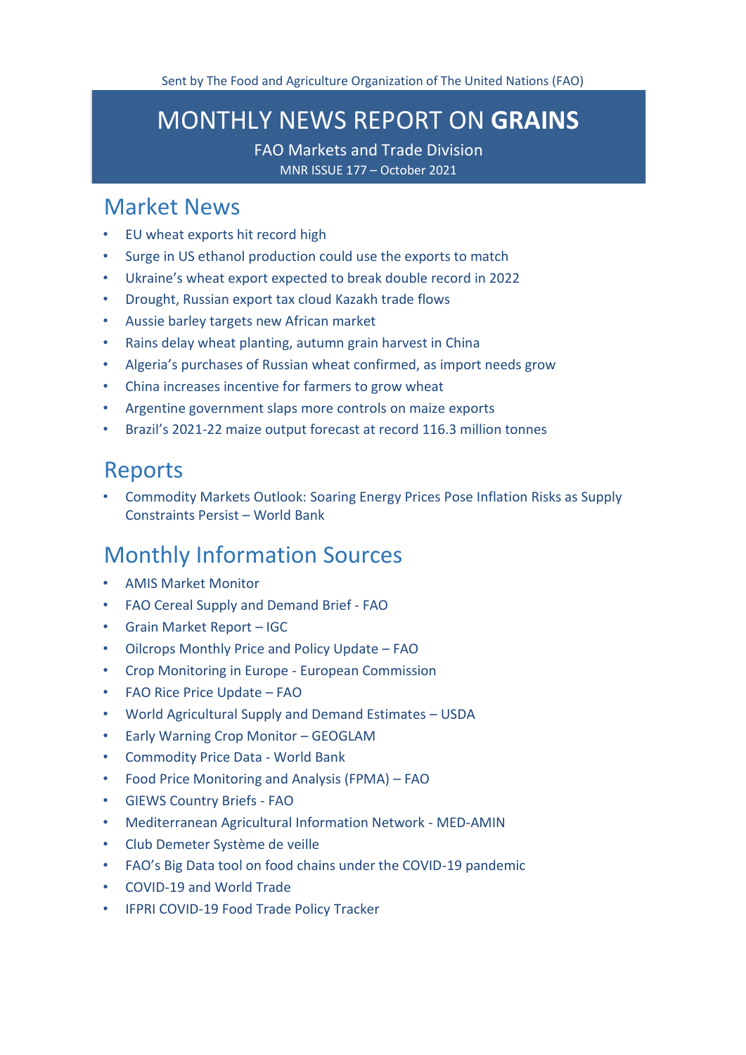Sent by The Food and Agriculture Organization of The United Nations (FAO)

# MONTHLY NEWS REPORT ON **GRAINS**

FAO Markets and Trade Division

MNR ISSUE 177 – October 2021

## Market News

- EU wheat exports hit record high
- Surge in US ethanol production could use the exports to match
- Ukraine's wheat export expected to break double record in 2022
- Drought, Russian export tax cloud Kazakh trade flows
- Aussie barley targets new African market
- Rains delay wheat planting, autumn grain harvest in China
- Algeria's purchases of Russian wheat confirmed, as import needs grow
- China increases incentive for farmers to grow wheat
- Argentine government slaps more controls on maize exports
- Brazil's 2021-22 maize output forecast at record 116.3 million tonnes

## Reports

- Commodity Markets Outlook: Soaring Energy Prices Pose Inflation Risks as Supply Constraints Persist – World Bank

## Monthly Information Sources

- AMIS Market Monitor
- FAO Cereal Supply and Demand Brief - FAO
- Grain Market Report – IGC
- Oilcrops Monthly Price and Policy Update – FAO
- Crop Monitoring in Europe - European Commission
- FAO Rice Price Update – FAO
- World Agricultural Supply and Demand Estimates – USDA
- Early Warning Crop Monitor – GEOGLAM
- Commodity Price Data - World Bank
- Food Price Monitoring and Analysis (FPMA) – FAO
- GIEWS Country Briefs - FAO
- Mediterranean Agricultural Information Network - MED-AMIN
- Club Demeter Système de veille
- FAO's Big Data tool on food chains under the COVID-19 pandemic
- COVID-19 and World Trade
- IFPRI COVID-19 Food Trade Policy Tracker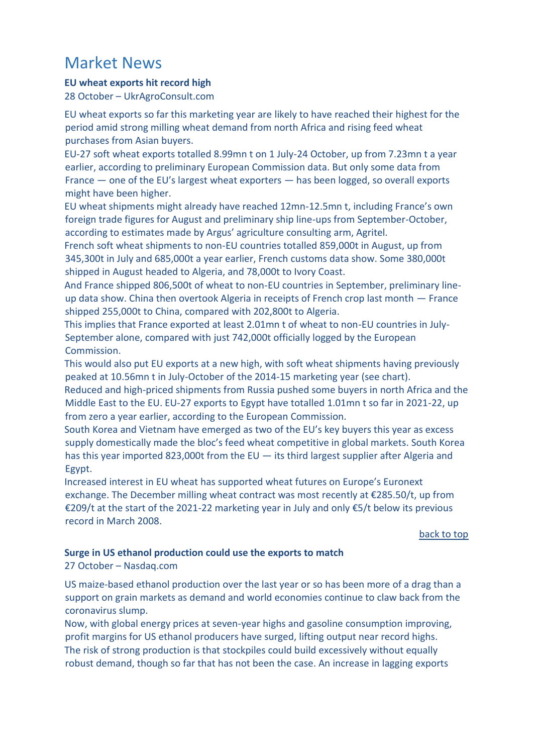# Market News

**EU wheat exports hit record high**

28 October – UkrAgroConsult.com

EU wheat exports so far this marketing year are likely to have reached their highest for the period amid strong milling wheat demand from north Africa and rising feed wheat purchases from Asian buyers.

EU-27 soft wheat exports totalled 8.99mn t on 1 July-24 October, up from 7.23mn t a year earlier, according to preliminary European Commission data. But only some data from France — one of the EU's largest wheat exporters — has been logged, so overall exports might have been higher.

EU wheat shipments might already have reached 12mn-12.5mn t, including France's own foreign trade figures for August and preliminary ship line-ups from September-October, according to estimates made by Argus' agriculture consulting arm, Agritel.

French soft wheat shipments to non-EU countries totalled 859,000t in August, up from 345,300t in July and 685,000t a year earlier, French customs data show. Some 380,000t shipped in August headed to Algeria, and 78,000t to Ivory Coast.

And France shipped 806,500t of wheat to non-EU countries in September, preliminary line-up data show. China then overtook Algeria in receipts of French crop last month — France shipped 255,000t to China, compared with 202,800t to Algeria.

This implies that France exported at least 2.01mn t of wheat to non-EU countries in July-September alone, compared with just 742,000t officially logged by the European Commission.

This would also put EU exports at a new high, with soft wheat shipments having previously peaked at 10.56mn t in July-October of the 2014-15 marketing year (see chart).

Reduced and high-priced shipments from Russia pushed some buyers in north Africa and the Middle East to the EU. EU-27 exports to Egypt have totalled 1.01mn t so far in 2021-22, up from zero a year earlier, according to the European Commission.

South Korea and Vietnam have emerged as two of the EU's key buyers this year as excess supply domestically made the bloc's feed wheat competitive in global markets. South Korea has this year imported 823,000t from the EU — its third largest supplier after Algeria and Egypt.

Increased interest in EU wheat has supported wheat futures on Europe's Euronext exchange. The December milling wheat contract was most recently at €285.50/t, up from €209/t at the start of the 2021-22 marketing year in July and only €5/t below its previous record in March 2008.

back to top

**Surge in US ethanol production could use the exports to match**

27 October – Nasdaq.com

US maize-based ethanol production over the last year or so has been more of a drag than a support on grain markets as demand and world economies continue to claw back from the coronavirus slump.

Now, with global energy prices at seven-year highs and gasoline consumption improving, profit margins for US ethanol producers have surged, lifting output near record highs.

The risk of strong production is that stockpiles could build excessively without equally robust demand, though so far that has not been the case. An increase in lagging exports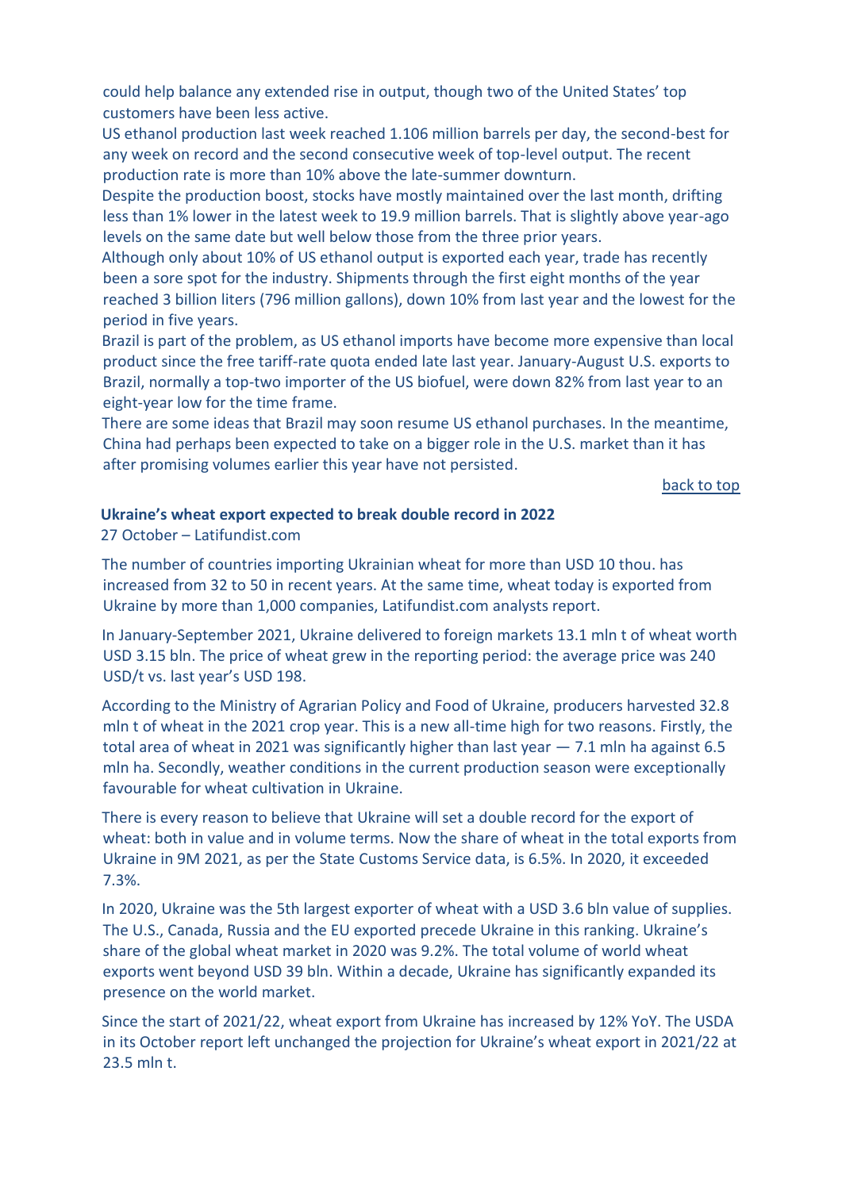could help balance any extended rise in output, though two of the United States' top customers have been less active.

US ethanol production last week reached 1.106 million barrels per day, the second-best for any week on record and the second consecutive week of top-level output. The recent production rate is more than 10% above the late-summer downturn.

Despite the production boost, stocks have mostly maintained over the last month, drifting less than 1% lower in the latest week to 19.9 million barrels. That is slightly above year-ago levels on the same date but well below those from the three prior years.

Although only about 10% of US ethanol output is exported each year, trade has recently been a sore spot for the industry. Shipments through the first eight months of the year reached 3 billion liters (796 million gallons), down 10% from last year and the lowest for the period in five years.

Brazil is part of the problem, as US ethanol imports have become more expensive than local product since the free tariff-rate quota ended late last year. January-August U.S. exports to Brazil, normally a top-two importer of the US biofuel, were down 82% from last year to an eight-year low for the time frame.

There are some ideas that Brazil may soon resume US ethanol purchases. In the meantime, China had perhaps been expected to take on a bigger role in the U.S. market than it has after promising volumes earlier this year have not persisted.

back to top

### Ukraine's wheat export expected to break double record in 2022

27 October – Latifundist.com

The number of countries importing Ukrainian wheat for more than USD 10 thou. has increased from 32 to 50 in recent years. At the same time, wheat today is exported from Ukraine by more than 1,000 companies, Latifundist.com analysts report.

In January-September 2021, Ukraine delivered to foreign markets 13.1 mln t of wheat worth USD 3.15 bln. The price of wheat grew in the reporting period: the average price was 240 USD/t vs. last year's USD 198.

According to the Ministry of Agrarian Policy and Food of Ukraine, producers harvested 32.8 mln t of wheat in the 2021 crop year. This is a new all-time high for two reasons. Firstly, the total area of wheat in 2021 was significantly higher than last year — 7.1 mln ha against 6.5 mln ha. Secondly, weather conditions in the current production season were exceptionally favourable for wheat cultivation in Ukraine.

There is every reason to believe that Ukraine will set a double record for the export of wheat: both in value and in volume terms. Now the share of wheat in the total exports from Ukraine in 9M 2021, as per the State Customs Service data, is 6.5%. In 2020, it exceeded 7.3%.

In 2020, Ukraine was the 5th largest exporter of wheat with a USD 3.6 bln value of supplies. The U.S., Canada, Russia and the EU exported precede Ukraine in this ranking. Ukraine's share of the global wheat market in 2020 was 9.2%. The total volume of world wheat exports went beyond USD 39 bln. Within a decade, Ukraine has significantly expanded its presence on the world market.

Since the start of 2021/22, wheat export from Ukraine has increased by 12% YoY. The USDA in its October report left unchanged the projection for Ukraine's wheat export in 2021/22 at 23.5 mln t.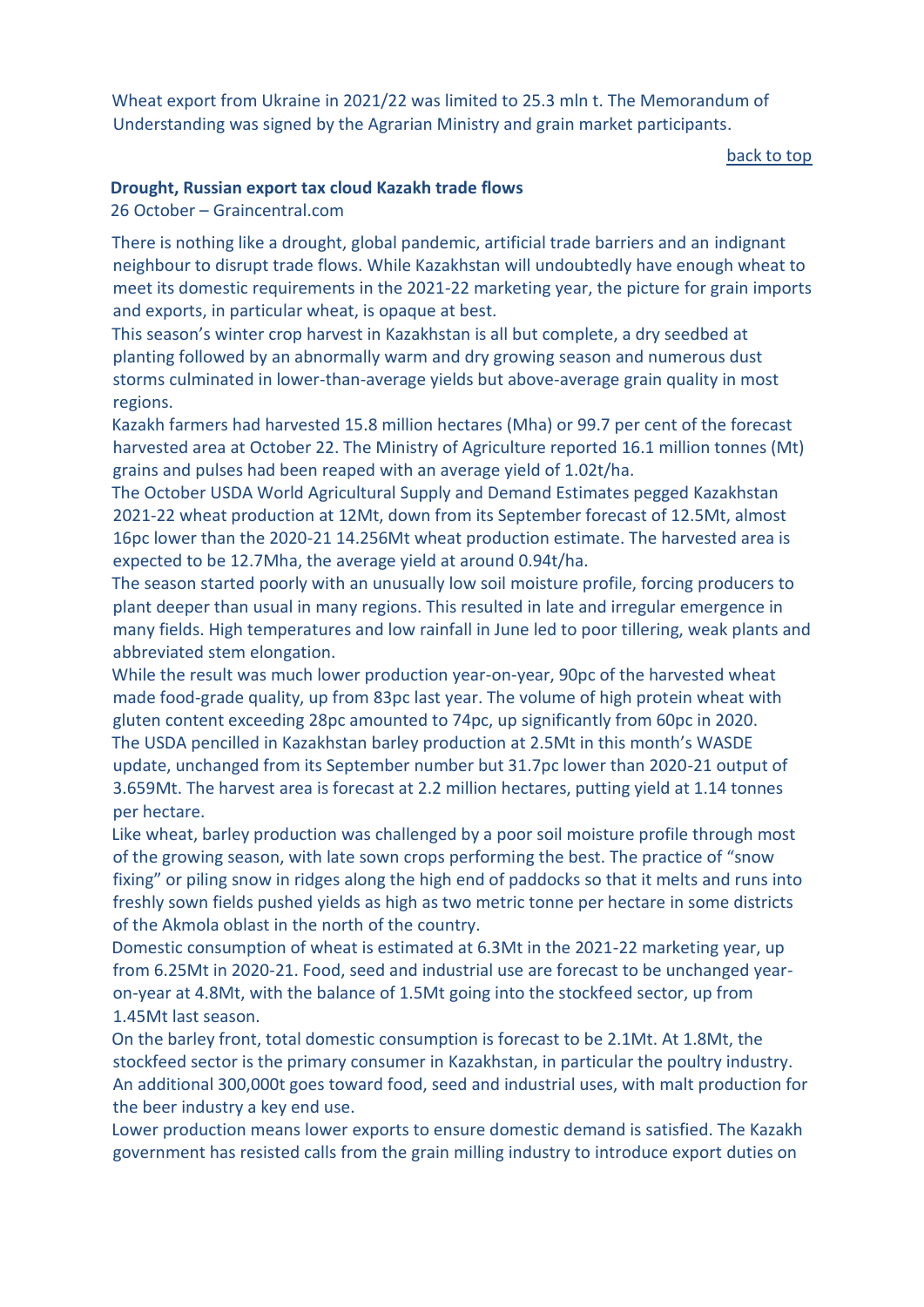Wheat export from Ukraine in 2021/22 was limited to 25.3 mln t. The Memorandum of Understanding was signed by the Agrarian Ministry and grain market participants.

back to top

**Drought, Russian export tax cloud Kazakh trade flows**

26 October – Graincentral.com

There is nothing like a drought, global pandemic, artificial trade barriers and an indignant neighbour to disrupt trade flows. While Kazakhstan will undoubtedly have enough wheat to meet its domestic requirements in the 2021-22 marketing year, the picture for grain imports and exports, in particular wheat, is opaque at best.

This season's winter crop harvest in Kazakhstan is all but complete, a dry seedbed at planting followed by an abnormally warm and dry growing season and numerous dust storms culminated in lower-than-average yields but above-average grain quality in most regions.

Kazakh farmers had harvested 15.8 million hectares (Mha) or 99.7 per cent of the forecast harvested area at October 22. The Ministry of Agriculture reported 16.1 million tonnes (Mt) grains and pulses had been reaped with an average yield of 1.02t/ha.

The October USDA World Agricultural Supply and Demand Estimates pegged Kazakhstan 2021-22 wheat production at 12Mt, down from its September forecast of 12.5Mt, almost 16pc lower than the 2020-21 14.256Mt wheat production estimate. The harvested area is expected to be 12.7Mha, the average yield at around 0.94t/ha.

The season started poorly with an unusually low soil moisture profile, forcing producers to plant deeper than usual in many regions. This resulted in late and irregular emergence in many fields. High temperatures and low rainfall in June led to poor tillering, weak plants and abbreviated stem elongation.

While the result was much lower production year-on-year, 90pc of the harvested wheat made food-grade quality, up from 83pc last year. The volume of high protein wheat with gluten content exceeding 28pc amounted to 74pc, up significantly from 60pc in 2020.

The USDA pencilled in Kazakhstan barley production at 2.5Mt in this month's WASDE update, unchanged from its September number but 31.7pc lower than 2020-21 output of 3.659Mt. The harvest area is forecast at 2.2 million hectares, putting yield at 1.14 tonnes per hectare.

Like wheat, barley production was challenged by a poor soil moisture profile through most of the growing season, with late sown crops performing the best. The practice of "snow fixing" or piling snow in ridges along the high end of paddocks so that it melts and runs into freshly sown fields pushed yields as high as two metric tonne per hectare in some districts of the Akmola oblast in the north of the country.

Domestic consumption of wheat is estimated at 6.3Mt in the 2021-22 marketing year, up from 6.25Mt in 2020-21. Food, seed and industrial use are forecast to be unchanged year-on-year at 4.8Mt, with the balance of 1.5Mt going into the stockfeed sector, up from 1.45Mt last season.

On the barley front, total domestic consumption is forecast to be 2.1Mt. At 1.8Mt, the stockfeed sector is the primary consumer in Kazakhstan, in particular the poultry industry. An additional 300,000t goes toward food, seed and industrial uses, with malt production for the beer industry a key end use.

Lower production means lower exports to ensure domestic demand is satisfied. The Kazakh government has resisted calls from the grain milling industry to introduce export duties on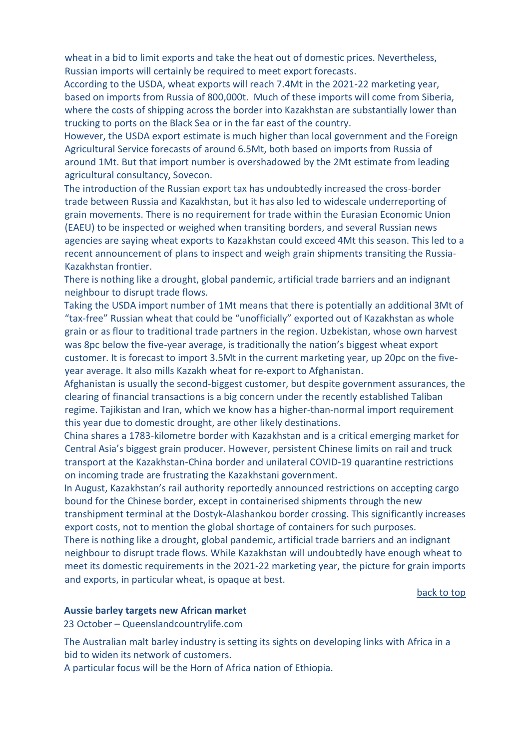wheat in a bid to limit exports and take the heat out of domestic prices. Nevertheless, Russian imports will certainly be required to meet export forecasts.

According to the USDA, wheat exports will reach 7.4Mt in the 2021-22 marketing year, based on imports from Russia of 800,000t. Much of these imports will come from Siberia, where the costs of shipping across the border into Kazakhstan are substantially lower than trucking to ports on the Black Sea or in the far east of the country.

However, the USDA export estimate is much higher than local government and the Foreign Agricultural Service forecasts of around 6.5Mt, both based on imports from Russia of around 1Mt. But that import number is overshadowed by the 2Mt estimate from leading agricultural consultancy, Sovecon.

The introduction of the Russian export tax has undoubtedly increased the cross-border trade between Russia and Kazakhstan, but it has also led to widescale underreporting of grain movements. There is no requirement for trade within the Eurasian Economic Union (EAEU) to be inspected or weighed when transiting borders, and several Russian news agencies are saying wheat exports to Kazakhstan could exceed 4Mt this season. This led to a recent announcement of plans to inspect and weigh grain shipments transiting the Russia-Kazakhstan frontier.

There is nothing like a drought, global pandemic, artificial trade barriers and an indignant neighbour to disrupt trade flows.

Taking the USDA import number of 1Mt means that there is potentially an additional 3Mt of "tax-free" Russian wheat that could be "unofficially" exported out of Kazakhstan as whole grain or as flour to traditional trade partners in the region. Uzbekistan, whose own harvest was 8pc below the five-year average, is traditionally the nation's biggest wheat export customer. It is forecast to import 3.5Mt in the current marketing year, up 20pc on the five-year average. It also mills Kazakh wheat for re-export to Afghanistan.

Afghanistan is usually the second-biggest customer, but despite government assurances, the clearing of financial transactions is a big concern under the recently established Taliban regime. Tajikistan and Iran, which we know has a higher-than-normal import requirement this year due to domestic drought, are other likely destinations.

China shares a 1783-kilometre border with Kazakhstan and is a critical emerging market for Central Asia's biggest grain producer. However, persistent Chinese limits on rail and truck transport at the Kazakhstan-China border and unilateral COVID-19 quarantine restrictions on incoming trade are frustrating the Kazakhstani government.

In August, Kazakhstan's rail authority reportedly announced restrictions on accepting cargo bound for the Chinese border, except in containerised shipments through the new transhipment terminal at the Dostyk-Alashankou border crossing. This significantly increases export costs, not to mention the global shortage of containers for such purposes.

There is nothing like a drought, global pandemic, artificial trade barriers and an indignant neighbour to disrupt trade flows. While Kazakhstan will undoubtedly have enough wheat to meet its domestic requirements in the 2021-22 marketing year, the picture for grain imports and exports, in particular wheat, is opaque at best.

back to top

**Aussie barley targets new African market**

23 October – Queenslandcountrylife.com

The Australian malt barley industry is setting its sights on developing links with Africa in a bid to widen its network of customers.

A particular focus will be the Horn of Africa nation of Ethiopia.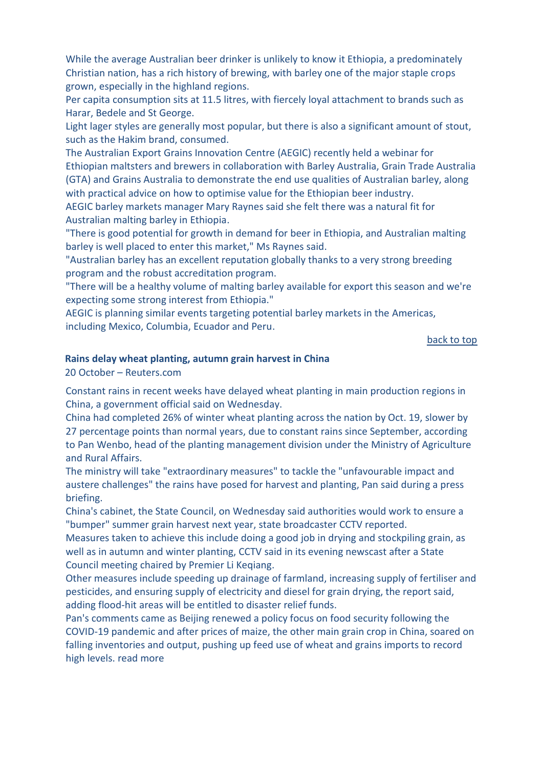While the average Australian beer drinker is unlikely to know it Ethiopia, a predominately Christian nation, has a rich history of brewing, with barley one of the major staple crops grown, especially in the highland regions.

Per capita consumption sits at 11.5 litres, with fiercely loyal attachment to brands such as Harar, Bedele and St George.

Light lager styles are generally most popular, but there is also a significant amount of stout, such as the Hakim brand, consumed.

The Australian Export Grains Innovation Centre (AEGIC) recently held a webinar for Ethiopian maltsters and brewers in collaboration with Barley Australia, Grain Trade Australia (GTA) and Grains Australia to demonstrate the end use qualities of Australian barley, along with practical advice on how to optimise value for the Ethiopian beer industry.

AEGIC barley markets manager Mary Raynes said she felt there was a natural fit for Australian malting barley in Ethiopia.

"There is good potential for growth in demand for beer in Ethiopia, and Australian malting barley is well placed to enter this market," Ms Raynes said.

"Australian barley has an excellent reputation globally thanks to a very strong breeding program and the robust accreditation program.

"There will be a healthy volume of malting barley available for export this season and we're expecting some strong interest from Ethiopia."

AEGIC is planning similar events targeting potential barley markets in the Americas, including Mexico, Columbia, Ecuador and Peru.

back to top

### Rains delay wheat planting, autumn grain harvest in China

20 October – Reuters.com

Constant rains in recent weeks have delayed wheat planting in main production regions in China, a government official said on Wednesday.

China had completed 26% of winter wheat planting across the nation by Oct. 19, slower by 27 percentage points than normal years, due to constant rains since September, according to Pan Wenbo, head of the planting management division under the Ministry of Agriculture and Rural Affairs.

The ministry will take "extraordinary measures" to tackle the "unfavourable impact and austere challenges" the rains have posed for harvest and planting, Pan said during a press briefing.

China's cabinet, the State Council, on Wednesday said authorities would work to ensure a "bumper" summer grain harvest next year, state broadcaster CCTV reported.

Measures taken to achieve this include doing a good job in drying and stockpiling grain, as well as in autumn and winter planting, CCTV said in its evening newscast after a State Council meeting chaired by Premier Li Keqiang.

Other measures include speeding up drainage of farmland, increasing supply of fertiliser and pesticides, and ensuring supply of electricity and diesel for grain drying, the report said, adding flood-hit areas will be entitled to disaster relief funds.

Pan's comments came as Beijing renewed a policy focus on food security following the COVID-19 pandemic and after prices of maize, the other main grain crop in China, soared on falling inventories and output, pushing up feed use of wheat and grains imports to record high levels. read more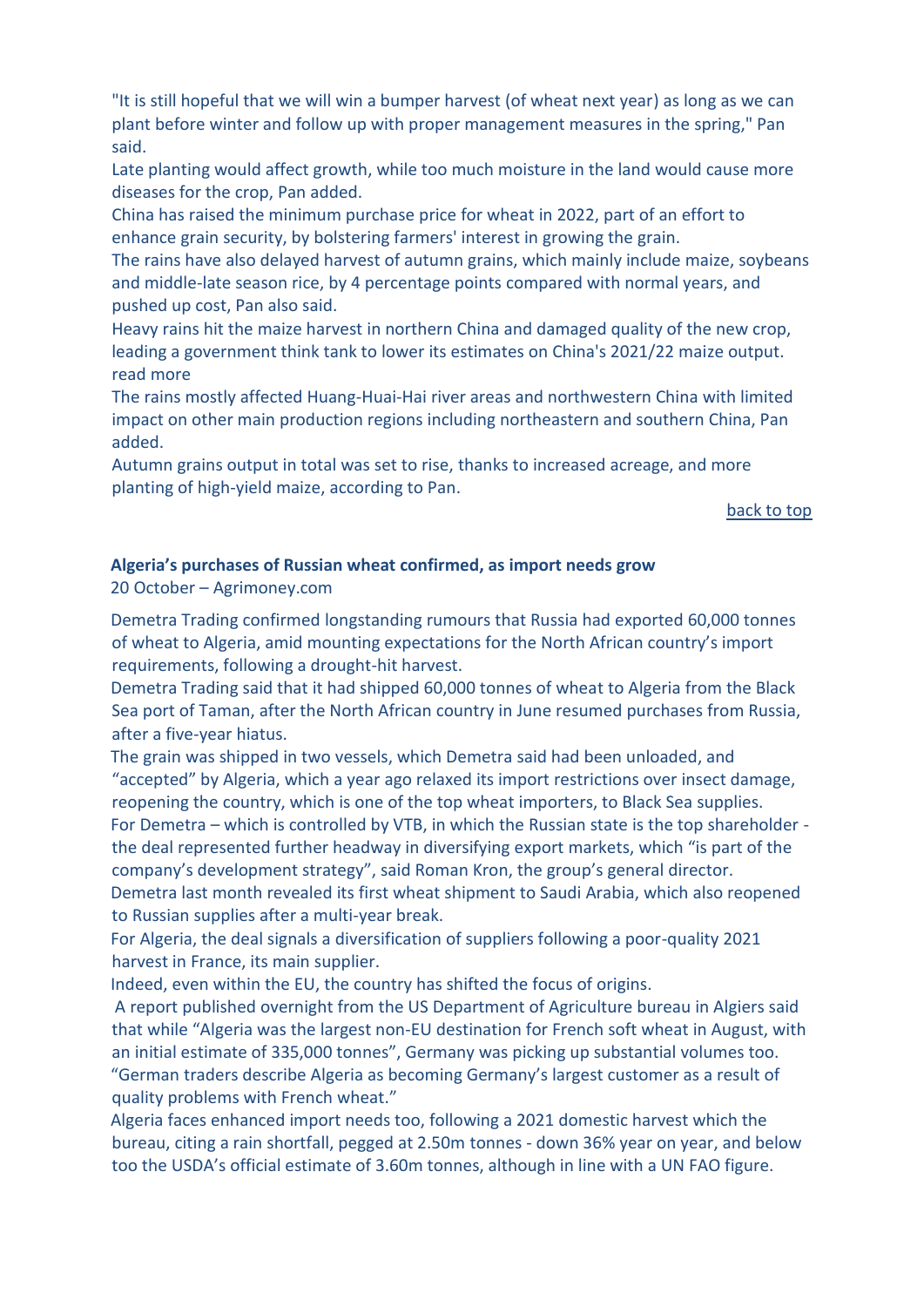"It is still hopeful that we will win a bumper harvest (of wheat next year) as long as we can plant before winter and follow up with proper management measures in the spring," Pan said.

Late planting would affect growth, while too much moisture in the land would cause more diseases for the crop, Pan added.

China has raised the minimum purchase price for wheat in 2022, part of an effort to enhance grain security, by bolstering farmers' interest in growing the grain.

The rains have also delayed harvest of autumn grains, which mainly include maize, soybeans and middle-late season rice, by 4 percentage points compared with normal years, and pushed up cost, Pan also said.

Heavy rains hit the maize harvest in northern China and damaged quality of the new crop, leading a government think tank to lower its estimates on China's 2021/22 maize output. read more

The rains mostly affected Huang-Huai-Hai river areas and northwestern China with limited impact on other main production regions including northeastern and southern China, Pan added.

Autumn grains output in total was set to rise, thanks to increased acreage, and more planting of high-yield maize, according to Pan.

back to top

**Algeria's purchases of Russian wheat confirmed, as import needs grow**

20 October – Agrimoney.com

Demetra Trading confirmed longstanding rumours that Russia had exported 60,000 tonnes of wheat to Algeria, amid mounting expectations for the North African country's import requirements, following a drought-hit harvest.

Demetra Trading said that it had shipped 60,000 tonnes of wheat to Algeria from the Black Sea port of Taman, after the North African country in June resumed purchases from Russia, after a five-year hiatus.

The grain was shipped in two vessels, which Demetra said had been unloaded, and "accepted" by Algeria, which a year ago relaxed its import restrictions over insect damage, reopening the country, which is one of the top wheat importers, to Black Sea supplies.

For Demetra – which is controlled by VTB, in which the Russian state is the top shareholder - the deal represented further headway in diversifying export markets, which "is part of the company's development strategy", said Roman Kron, the group's general director.

Demetra last month revealed its first wheat shipment to Saudi Arabia, which also reopened to Russian supplies after a multi-year break.

For Algeria, the deal signals a diversification of suppliers following a poor-quality 2021 harvest in France, its main supplier.

Indeed, even within the EU, the country has shifted the focus of origins.

A report published overnight from the US Department of Agriculture bureau in Algiers said that while "Algeria was the largest non-EU destination for French soft wheat in August, with an initial estimate of 335,000 tonnes", Germany was picking up substantial volumes too. "German traders describe Algeria as becoming Germany's largest customer as a result of quality problems with French wheat."

Algeria faces enhanced import needs too, following a 2021 domestic harvest which the bureau, citing a rain shortfall, pegged at 2.50m tonnes - down 36% year on year, and below too the USDA's official estimate of 3.60m tonnes, although in line with a UN FAO figure.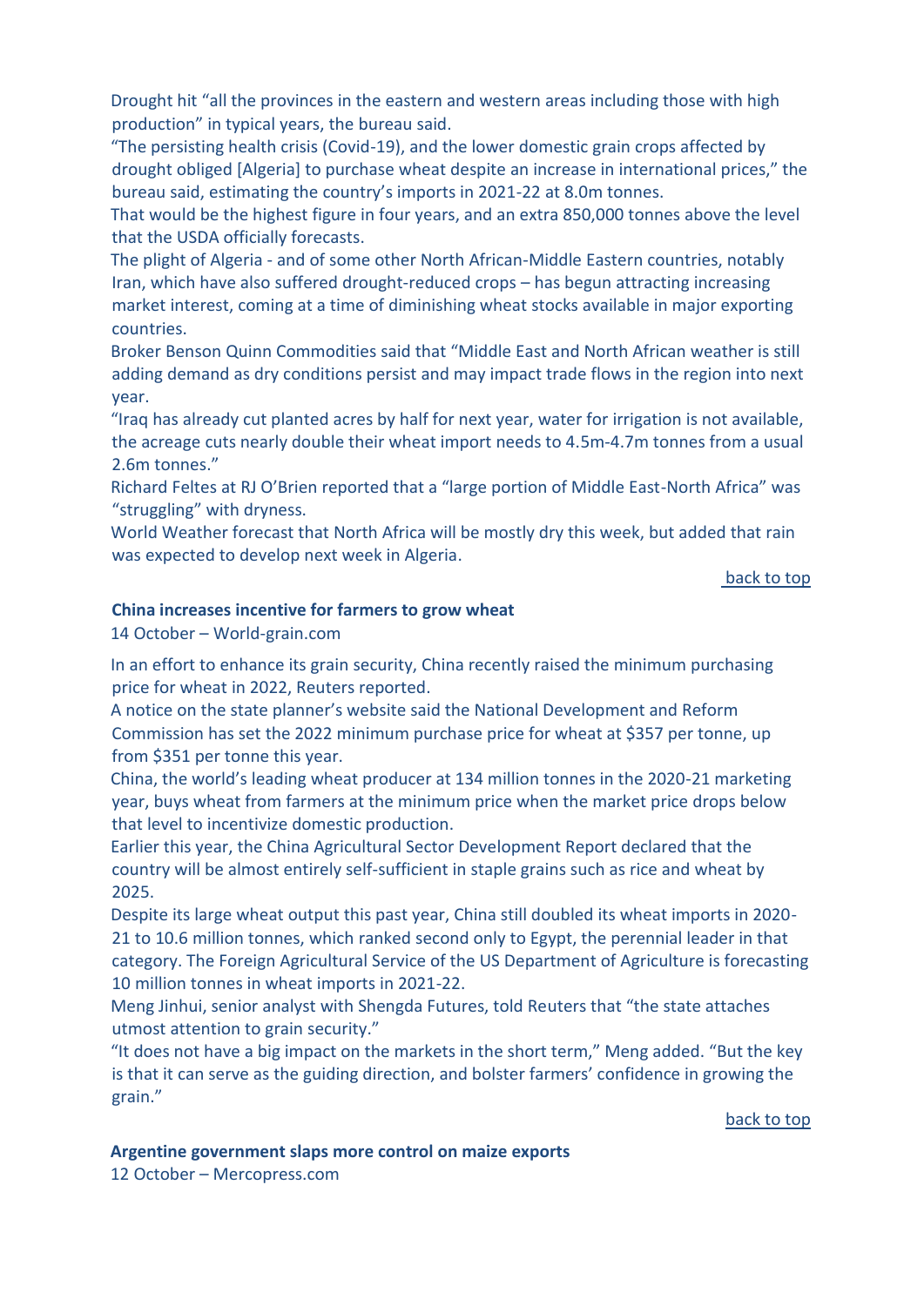Drought hit "all the provinces in the eastern and western areas including those with high production" in typical years, the bureau said.

"The persisting health crisis (Covid-19), and the lower domestic grain crops affected by drought obliged [Algeria] to purchase wheat despite an increase in international prices," the bureau said, estimating the country's imports in 2021-22 at 8.0m tonnes.

That would be the highest figure in four years, and an extra 850,000 tonnes above the level that the USDA officially forecasts.

The plight of Algeria - and of some other North African-Middle Eastern countries, notably Iran, which have also suffered drought-reduced crops – has begun attracting increasing market interest, coming at a time of diminishing wheat stocks available in major exporting countries.

Broker Benson Quinn Commodities said that "Middle East and North African weather is still adding demand as dry conditions persist and may impact trade flows in the region into next year.

"Iraq has already cut planted acres by half for next year, water for irrigation is not available, the acreage cuts nearly double their wheat import needs to 4.5m-4.7m tonnes from a usual 2.6m tonnes."

Richard Feltes at RJ O'Brien reported that a "large portion of Middle East-North Africa" was "struggling" with dryness.

World Weather forecast that North Africa will be mostly dry this week, but added that rain was expected to develop next week in Algeria.

back to top

**China increases incentive for farmers to grow wheat**

14 October – World-grain.com

In an effort to enhance its grain security, China recently raised the minimum purchasing price for wheat in 2022, Reuters reported.

A notice on the state planner's website said the National Development and Reform Commission has set the 2022 minimum purchase price for wheat at $357 per tonne, up from $351 per tonne this year.

China, the world's leading wheat producer at 134 million tonnes in the 2020-21 marketing year, buys wheat from farmers at the minimum price when the market price drops below that level to incentivize domestic production.

Earlier this year, the China Agricultural Sector Development Report declared that the country will be almost entirely self-sufficient in staple grains such as rice and wheat by 2025.

Despite its large wheat output this past year, China still doubled its wheat imports in 2020-21 to 10.6 million tonnes, which ranked second only to Egypt, the perennial leader in that category. The Foreign Agricultural Service of the US Department of Agriculture is forecasting 10 million tonnes in wheat imports in 2021-22.

Meng Jinhui, senior analyst with Shengda Futures, told Reuters that "the state attaches utmost attention to grain security."

"It does not have a big impact on the markets in the short term," Meng added. "But the key is that it can serve as the guiding direction, and bolster farmers' confidence in growing the grain."

back to top

**Argentine government slaps more control on maize exports**

12 October – Mercopress.com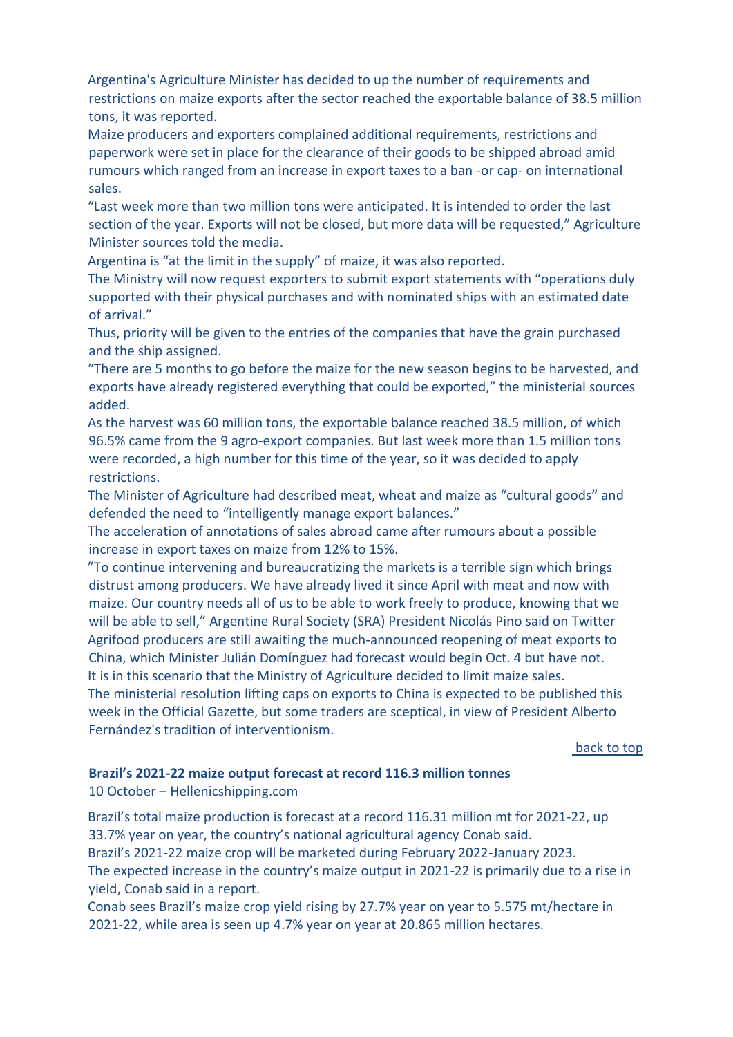Argentina's Agriculture Minister has decided to up the number of requirements and restrictions on maize exports after the sector reached the exportable balance of 38.5 million tons, it was reported.

Maize producers and exporters complained additional requirements, restrictions and paperwork were set in place for the clearance of their goods to be shipped abroad amid rumours which ranged from an increase in export taxes to a ban -or cap- on international sales.

"Last week more than two million tons were anticipated. It is intended to order the last section of the year. Exports will not be closed, but more data will be requested," Agriculture Minister sources told the media.

Argentina is "at the limit in the supply" of maize, it was also reported.

The Ministry will now request exporters to submit export statements with "operations duly supported with their physical purchases and with nominated ships with an estimated date of arrival."

Thus, priority will be given to the entries of the companies that have the grain purchased and the ship assigned.

"There are 5 months to go before the maize for the new season begins to be harvested, and exports have already registered everything that could be exported," the ministerial sources added.

As the harvest was 60 million tons, the exportable balance reached 38.5 million, of which 96.5% came from the 9 agro-export companies. But last week more than 1.5 million tons were recorded, a high number for this time of the year, so it was decided to apply restrictions.

The Minister of Agriculture had described meat, wheat and maize as "cultural goods" and defended the need to "intelligently manage export balances."

The acceleration of annotations of sales abroad came after rumours about a possible increase in export taxes on maize from 12% to 15%.

"To continue intervening and bureaucratizing the markets is a terrible sign which brings distrust among producers. We have already lived it since April with meat and now with maize. Our country needs all of us to be able to work freely to produce, knowing that we will be able to sell," Argentine Rural Society (SRA) President Nicolás Pino said on Twitter

Agrifood producers are still awaiting the much-announced reopening of meat exports to China, which Minister Julián Domínguez had forecast would begin Oct. 4 but have not.

It is in this scenario that the Ministry of Agriculture decided to limit maize sales.

The ministerial resolution lifting caps on exports to China is expected to be published this week in the Official Gazette, but some traders are sceptical, in view of President Alberto Fernández's tradition of interventionism.

back to top

**Brazil's 2021-22 maize output forecast at record 116.3 million tonnes**

10 October – Hellenicshipping.com

Brazil's total maize production is forecast at a record 116.31 million mt for 2021-22, up 33.7% year on year, the country's national agricultural agency Conab said.

Brazil's 2021-22 maize crop will be marketed during February 2022-January 2023.

The expected increase in the country's maize output in 2021-22 is primarily due to a rise in yield, Conab said in a report.

Conab sees Brazil's maize crop yield rising by 27.7% year on year to 5.575 mt/hectare in 2021-22, while area is seen up 4.7% year on year at 20.865 million hectares.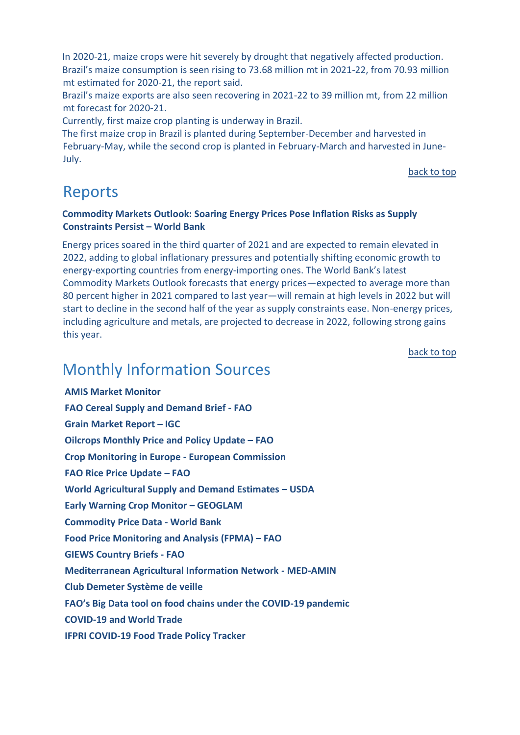In 2020-21, maize crops were hit severely by drought that negatively affected production. Brazil's maize consumption is seen rising to 73.68 million mt in 2021-22, from 70.93 million mt estimated for 2020-21, the report said.

Brazil's maize exports are also seen recovering in 2021-22 to 39 million mt, from 22 million mt forecast for 2020-21.

Currently, first maize crop planting is underway in Brazil.

The first maize crop in Brazil is planted during September-December and harvested in February-May, while the second crop is planted in February-March and harvested in June-July.

back to top

# Reports

**Commodity Markets Outlook: Soaring Energy Prices Pose Inflation Risks as Supply Constraints Persist – World Bank**

Energy prices soared in the third quarter of 2021 and are expected to remain elevated in 2022, adding to global inflationary pressures and potentially shifting economic growth to energy-exporting countries from energy-importing ones. The World Bank's latest Commodity Markets Outlook forecasts that energy prices—expected to average more than 80 percent higher in 2021 compared to last year—will remain at high levels in 2022 but will start to decline in the second half of the year as supply constraints ease. Non-energy prices, including agriculture and metals, are projected to decrease in 2022, following strong gains this year.

back to top

# Monthly Information Sources

**AMIS Market Monitor**

**FAO Cereal Supply and Demand Brief - FAO**

**Grain Market Report – IGC**

**Oilcrops Monthly Price and Policy Update – FAO**

**Crop Monitoring in Europe - European Commission**

**FAO Rice Price Update – FAO**

**World Agricultural Supply and Demand Estimates – USDA**

**Early Warning Crop Monitor – GEOGLAM**

**Commodity Price Data - World Bank**

**Food Price Monitoring and Analysis (FPMA) – FAO**

**GIEWS Country Briefs - FAO**

**Mediterranean Agricultural Information Network - MED-AMIN**

**Club Demeter Système de veille**

**FAO's Big Data tool on food chains under the COVID-19 pandemic**

**COVID-19 and World Trade**

**IFPRI COVID-19 Food Trade Policy Tracker**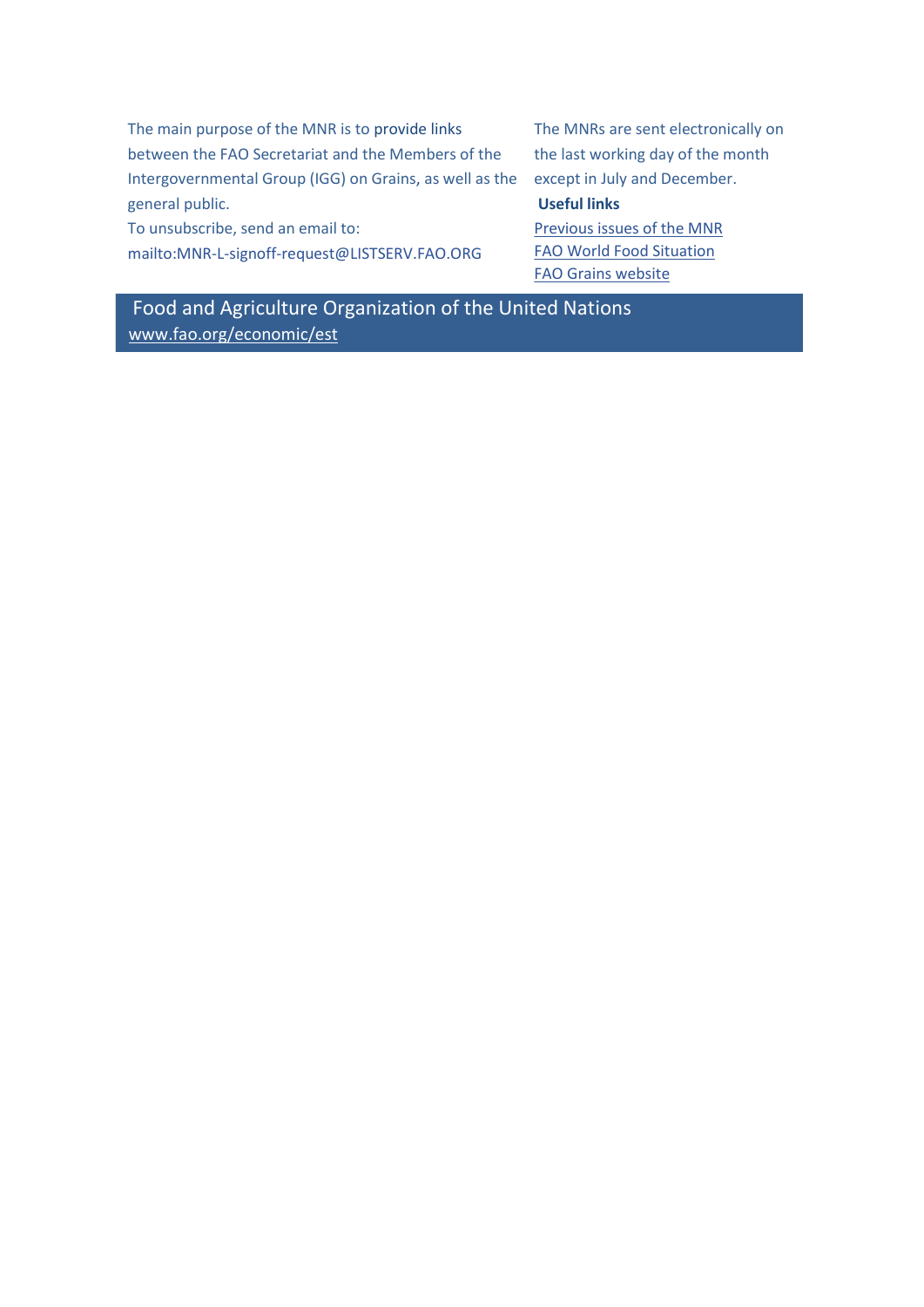The main purpose of the MNR is to provide links between the FAO Secretariat and the Members of the Intergovernmental Group (IGG) on Grains, as well as the general public.

To unsubscribe, send an email to:
mailto:MNR-L-signoff-request@LISTSERV.FAO.ORG

The MNRs are sent electronically on the last working day of the month except in July and December.

**Useful links**

Previous issues of the MNR
FAO World Food Situation
FAO Grains website

Food and Agriculture Organization of the United Nations
www.fao.org/economic/est